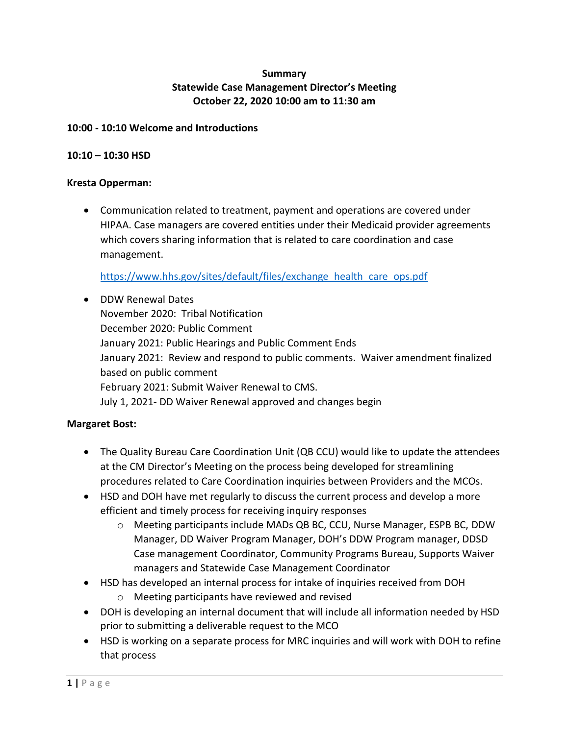**Summary**
**Statewide Case Management Director's Meeting**
**October 22, 2020 10:00 am to 11:30 am**

**10:00 - 10:10 Welcome and Introductions**

**10:10 – 10:30 HSD**

**Kresta Opperman:**

- Communication related to treatment, payment and operations are covered under HIPAA. Case managers are covered entities under their Medicaid provider agreements which covers sharing information that is related to care coordination and case management.

  https://www.hhs.gov/sites/default/files/exchange_health_care_ops.pdf

- DDW Renewal Dates
  November 2020: Tribal Notification
  December 2020: Public Comment
  January 2021: Public Hearings and Public Comment Ends
  January 2021: Review and respond to public comments. Waiver amendment finalized based on public comment
  February 2021: Submit Waiver Renewal to CMS.
  July 1, 2021- DD Waiver Renewal approved and changes begin

**Margaret Bost:**

- The Quality Bureau Care Coordination Unit (QB CCU) would like to update the attendees at the CM Director's Meeting on the process being developed for streamlining procedures related to Care Coordination inquiries between Providers and the MCOs.
- HSD and DOH have met regularly to discuss the current process and develop a more efficient and timely process for receiving inquiry responses
  - Meeting participants include MADs QB BC, CCU, Nurse Manager, ESPB BC, DDW Manager, DD Waiver Program Manager, DOH's DDW Program manager, DDSD Case management Coordinator, Community Programs Bureau, Supports Waiver managers and Statewide Case Management Coordinator
- HSD has developed an internal process for intake of inquiries received from DOH
  - Meeting participants have reviewed and revised
- DOH is developing an internal document that will include all information needed by HSD prior to submitting a deliverable request to the MCO
- HSD is working on a separate process for MRC inquiries and will work with DOH to refine that process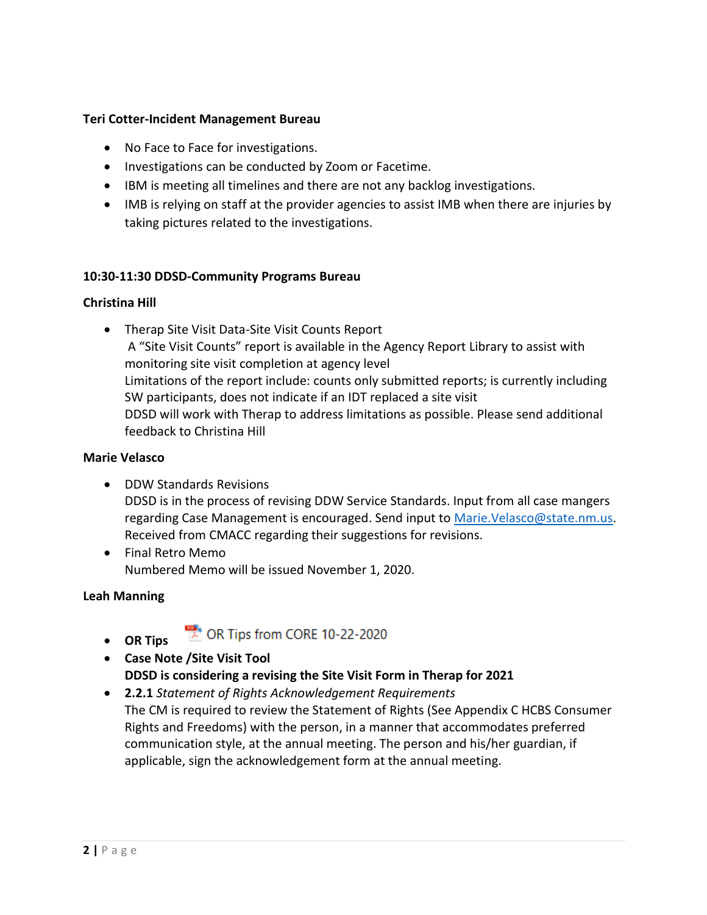**Teri Cotter-Incident Management Bureau**

- No Face to Face for investigations.
- Investigations can be conducted by Zoom or Facetime.
- IBM is meeting all timelines and there are not any backlog investigations.
- IMB is relying on staff at the provider agencies to assist IMB when there are injuries by taking pictures related to the investigations.

**10:30-11:30 DDSD-Community Programs Bureau**

**Christina Hill**

- Therap Site Visit Data-Site Visit Counts Report
  A "Site Visit Counts" report is available in the Agency Report Library to assist with monitoring site visit completion at agency level
  Limitations of the report include: counts only submitted reports; is currently including SW participants, does not indicate if an IDT replaced a site visit
  DDSD will work with Therap to address limitations as possible. Please send additional feedback to Christina Hill

**Marie Velasco**

- DDW Standards Revisions
  DDSD is in the process of revising DDW Service Standards. Input from all case mangers regarding Case Management is encouraged. Send input to [Marie.Velasco@state.nm.us](mailto:Marie.Velasco@state.nm.us).
  Received from CMACC regarding their suggestions for revisions.
- Final Retro Memo
  Numbered Memo will be issued November 1, 2020.

**Leah Manning**

- **OR Tips** OR Tips from CORE 10-22-2020
- **Case Note /Site Visit Tool**
  **DDSD is considering a revising the Site Visit Form in Therap for 2021**
- **2.2.1** *Statement of Rights Acknowledgement Requirements*
  The CM is required to review the Statement of Rights (See Appendix C HCBS Consumer Rights and Freedoms) with the person, in a manner that accommodates preferred communication style, at the annual meeting. The person and his/her guardian, if applicable, sign the acknowledgement form at the annual meeting.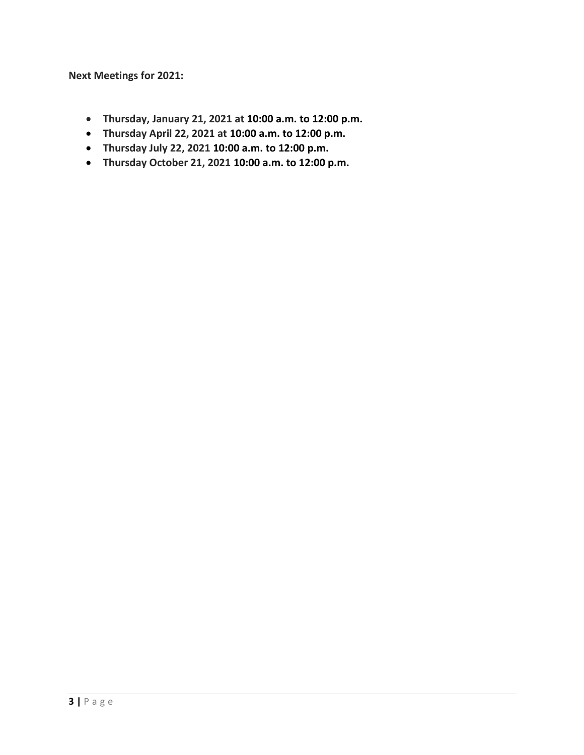**Next Meetings for 2021:**

- **Thursday, January 21, 2021 at 10:00 a.m. to 12:00 p.m.**
- **Thursday April 22, 2021 at 10:00 a.m. to 12:00 p.m.**
- **Thursday July 22, 2021 10:00 a.m. to 12:00 p.m.**
- **Thursday October 21, 2021 10:00 a.m. to 12:00 p.m.**